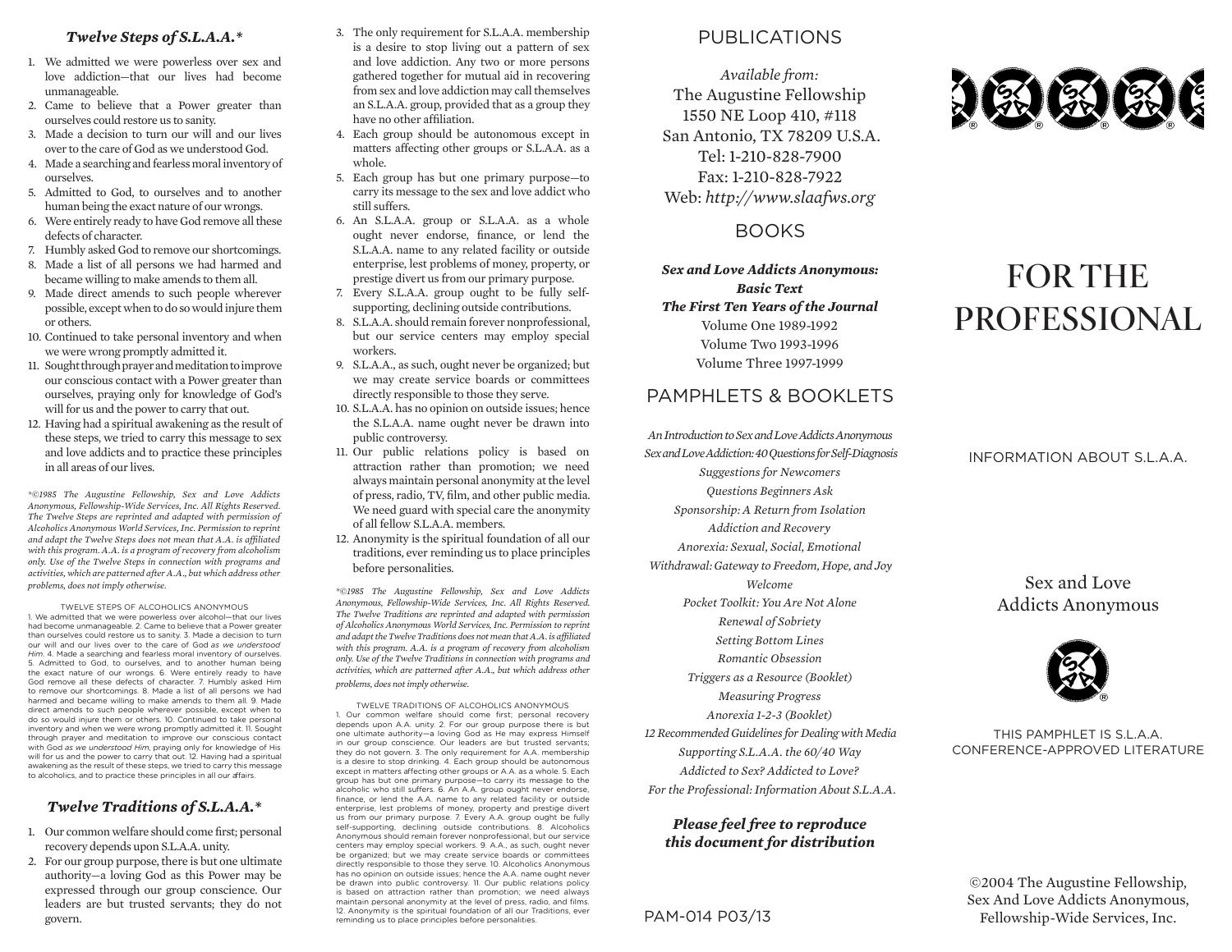### *Twelve Steps of S.L.A.A.**

1. We admitted we were powerless over sex and love addiction—that our lives had become unmanageable.
2. Came to believe that a Power greater than ourselves could restore us to sanity.
3. Made a decision to turn our will and our lives over to the care of God as we understood God.
4. Made a searching and fearless moral inventory of ourselves.
5. Admitted to God, to ourselves and to another human being the exact nature of our wrongs.
6. Were entirely ready to have God remove all these defects of character.
7. Humbly asked God to remove our shortcomings.
8. Made a list of all persons we had harmed and became willing to make amends to them all.
9. Made direct amends to such people wherever possible, except when to do so would injure them or others.
10. Continued to take personal inventory and when we were wrong promptly admitted it.
11. Sought through prayer and meditation to improve our conscious contact with a Power greater than ourselves, praying only for knowledge of God's will for us and the power to carry that out.
12. Having had a spiritual awakening as the result of these steps, we tried to carry this message to sex and love addicts and to practice these principles in all areas of our lives.

*\*©1985 The Augustine Fellowship, Sex and Love Addicts Anonymous, Fellowship-Wide Services, Inc. All Rights Reserved. The Twelve Steps are reprinted and adapted with permission of Alcoholics Anonymous World Services, Inc. Permission to reprint and adapt the Twelve Steps does not mean that A.A. is affiliated with this program. A.A. is a program of recovery from alcoholism only. Use of the Twelve Steps in connection with programs and activities, which are patterned after A.A., but which address other problems, does not imply otherwise.*

TWELVE STEPS OF ALCOHOLICS ANONYMOUS
1. We admitted that we were powerless over alcohol—that our lives had become unmanageable. 2. Came to believe that a Power greater than ourselves could restore us to sanity. 3. Made a decision to turn our will and our lives over to the care of God *as we understood Him*. 4. Made a searching and fearless moral inventory of ourselves. 5. Admitted to God, to ourselves, and to another human being the exact nature of our wrongs. 6. Were entirely ready to have God remove all these defects of character. 7. Humbly asked Him to remove our shortcomings. 8. Made a list of all persons we had harmed and became willing to make amends to them all. 9. Made direct amends to such people wherever possible, except when to do so would injure them or others. 10. Continued to take personal inventory and when we were wrong promptly admitted it. 11. Sought through prayer and meditation to improve our conscious contact with God *as we understood Him*, praying only for knowledge of His will for us and the power to carry that out. 12. Having had a spiritual awakening as the result of these steps, we tried to carry this message to alcoholics, and to practice these principles in all our affairs.

### *Twelve Traditions of S.L.A.A.**

1. Our common welfare should come first; personal recovery depends upon S.L.A.A. unity.
2. For our group purpose, there is but one ultimate authority—a loving God as this Power may be expressed through our group conscience. Our leaders are but trusted servants; they do not govern.
3. The only requirement for S.L.A.A. membership is a desire to stop living out a pattern of sex and love addiction. Any two or more persons gathered together for mutual aid in recovering from sex and love addiction may call themselves an S.L.A.A. group, provided that as a group they have no other affiliation.
4. Each group should be autonomous except in matters affecting other groups or S.L.A.A. as a whole.
5. Each group has but one primary purpose—to carry its message to the sex and love addict who still suffers.
6. An S.L.A.A. group or S.L.A.A. as a whole ought never endorse, finance, or lend the S.L.A.A. name to any related facility or outside enterprise, lest problems of money, property, or prestige divert us from our primary purpose.
7. Every S.L.A.A. group ought to be fully self-supporting, declining outside contributions.
8. S.L.A.A. should remain forever nonprofessional, but our service centers may employ special workers.
9. S.L.A.A., as such, ought never be organized; but we may create service boards or committees directly responsible to those they serve.
10. S.L.A.A. has no opinion on outside issues; hence the S.L.A.A. name ought never be drawn into public controversy.
11. Our public relations policy is based on attraction rather than promotion; we need always maintain personal anonymity at the level of press, radio, TV, film, and other public media. We need guard with special care the anonymity of all fellow S.L.A.A. members.
12. Anonymity is the spiritual foundation of all our traditions, ever reminding us to place principles before personalities.

*\*©1985 The Augustine Fellowship, Sex and Love Addicts Anonymous, Fellowship-Wide Services, Inc. All Rights Reserved. The Twelve Traditions are reprinted and adapted with permission of Alcoholics Anonymous World Services, Inc. Permission to reprint and adapt the Twelve Traditions does not mean that A.A. is affiliated with this program. A.A. is a program of recovery from alcoholism only. Use of the Twelve Traditions in connection with programs and activities, which are patterned after A.A., but which address other problems, does not imply otherwise.*

TWELVE TRADITIONS OF ALCOHOLICS ANONYMOUS
1. Our common welfare should come first; personal recovery depends upon A.A. unity. 2. For our group purpose there is but one ultimate authority—a loving God as He may express Himself in our group conscience. Our leaders are but trusted servants; they do not govern. 3. The only requirement for A.A. membership is a desire to stop drinking. 4. Each group should be autonomous except in matters affecting other groups or A.A. as a whole. 5. Each group has but one primary purpose—to carry its message to the alcoholic who still suffers. 6. An A.A. group ought never endorse, finance, or lend the A.A. name to any related facility or outside enterprise, lest problems of money, property and prestige divert us from our primary purpose. 7. Every A.A. group ought to be fully self-supporting, declining outside contributions. 8. Alcoholics Anonymous should remain forever nonprofessional, but our service centers may employ special workers. 9. A.A., as such, ought never be organized; but we may create service boards or committees directly responsible to those they serve. 10. Alcoholics Anonymous has no opinion on outside issues; hence the A.A. name ought never be drawn into public controversy. 11. Our public relations policy is based on attraction rather than promotion; we need always maintain personal anonymity at the level of press, radio, and films. 12. Anonymity is the spiritual foundation of all our Traditions, ever reminding us to place principles before personalities.

## PUBLICATIONS

*Available from:*
The Augustine Fellowship
1550 NE Loop 410, #118
San Antonio, TX 78209 U.S.A.
Tel: 1-210-828-7900
Fax: 1-210-828-7922
Web: *http://www.slaafws.org*

## BOOKS

***Sex and Love Addicts Anonymous: Basic Text***
***The First Ten Years of the Journal***
Volume One 1989-1992
Volume Two 1993-1996
Volume Three 1997-1999

## PAMPHLETS & BOOKLETS

*An Introduction to Sex and Love Addicts Anonymous*
*Sex and Love Addiction: 40 Questions for Self-Diagnosis*
*Suggestions for Newcomers*
*Questions Beginners Ask*
*Sponsorship: A Return from Isolation*
*Addiction and Recovery*
*Anorexia: Sexual, Social, Emotional*
*Withdrawal: Gateway to Freedom, Hope, and Joy*
*Welcome*
*Pocket Toolkit: You Are Not Alone*
*Renewal of Sobriety*
*Setting Bottom Lines*
*Romantic Obsession*
*Triggers as a Resource (Booklet)*
*Measuring Progress*
*Anorexia 1-2-3 (Booklet)*
*12 Recommended Guidelines for Dealing with Media*
*Supporting S.L.A.A. the 60/40 Way*
*Addicted to Sex? Addicted to Love?*
*For the Professional: Information About S.L.A.A.*

***Please feel free to reproduce this document for distribution***

PAM-014 P03/13

# FOR THE PROFESSIONAL

INFORMATION ABOUT S.L.A.A.

Sex and Love Addicts Anonymous

THIS PAMPHLET IS S.L.A.A. CONFERENCE-APPROVED LITERATURE

©2004 The Augustine Fellowship, Sex And Love Addicts Anonymous, Fellowship-Wide Services, Inc.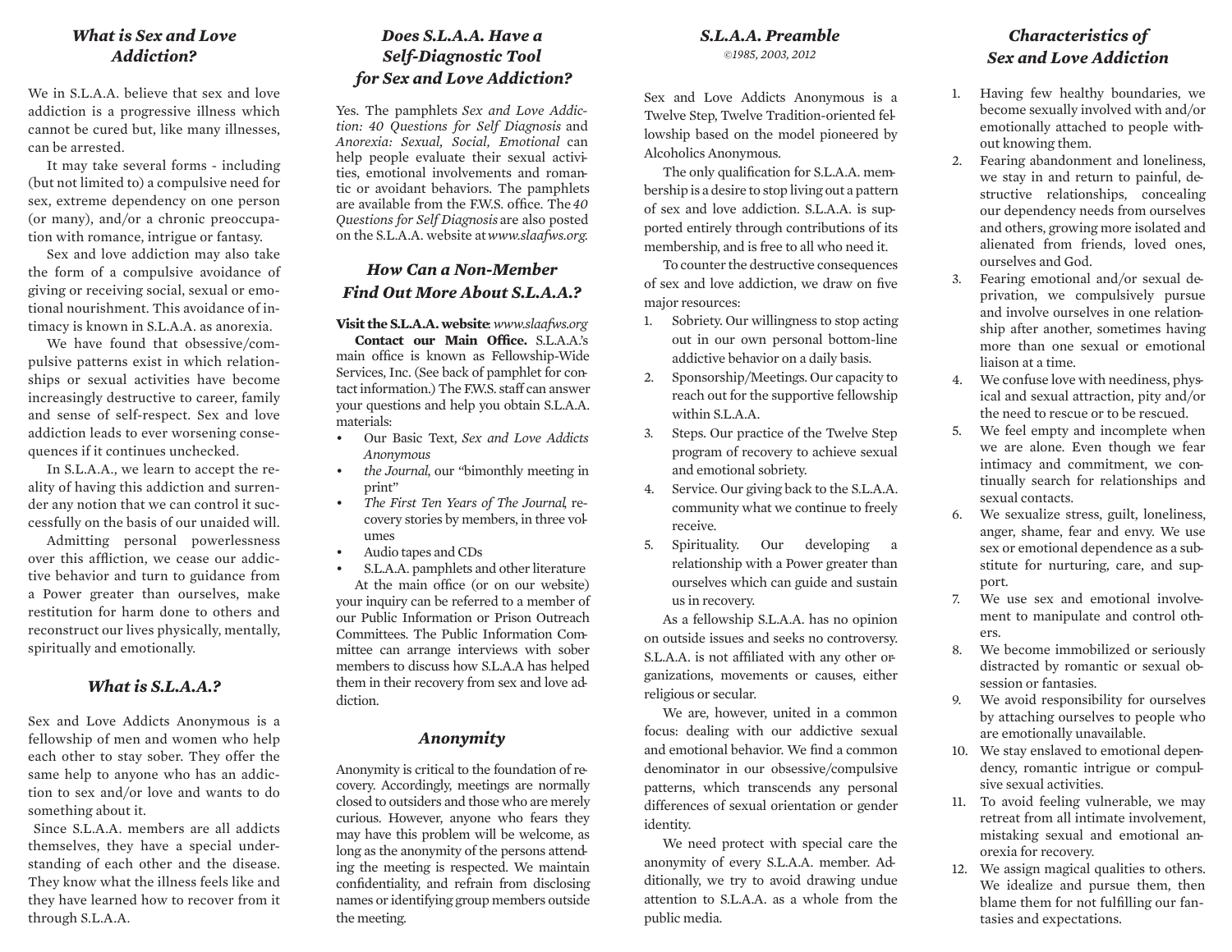## *What is Sex and Love Addiction?*

We in S.L.A.A. believe that sex and love addiction is a progressive illness which cannot be cured but, like many illnesses, can be arrested.

It may take several forms - including (but not limited to) a compulsive need for sex, extreme dependency on one person (or many), and/or a chronic preoccupation with romance, intrigue or fantasy.

Sex and love addiction may also take the form of a compulsive avoidance of giving or receiving social, sexual or emotional nourishment. This avoidance of intimacy is known in S.L.A.A. as anorexia.

We have found that obsessive/compulsive patterns exist in which relationships or sexual activities have become increasingly destructive to career, family and sense of self-respect. Sex and love addiction leads to ever worsening consequences if it continues unchecked.

In S.L.A.A., we learn to accept the reality of having this addiction and surrender any notion that we can control it successfully on the basis of our unaided will.

Admitting personal powerlessness over this affliction, we cease our addictive behavior and turn to guidance from a Power greater than ourselves, make restitution for harm done to others and reconstruct our lives physically, mentally, spiritually and emotionally.

## *What is S.L.A.A.?*

Sex and Love Addicts Anonymous is a fellowship of men and women who help each other to stay sober. They offer the same help to anyone who has an addiction to sex and/or love and wants to do something about it.

Since S.L.A.A. members are all addicts themselves, they have a special understanding of each other and the disease. They know what the illness feels like and they have learned how to recover from it through S.L.A.A.

## *Does S.L.A.A. Have a Self-Diagnostic Tool for Sex and Love Addiction?*

Yes. The pamphlets *Sex and Love Addiction: 40 Questions for Self Diagnosis* and *Anorexia: Sexual, Social, Emotional* can help people evaluate their sexual activities, emotional involvements and romantic or avoidant behaviors. The pamphlets are available from the F.W.S. office. The *40 Questions for Self Diagnosis* are also posted on the S.L.A.A. website at *www.slaafws.org.*

## *How Can a Non-Member Find Out More About S.L.A.A.?*

**Visit the S.L.A.A. website**: *www.slaafws.org*

**Contact our Main Office.** S.L.A.A.'s main office is known as Fellowship-Wide Services, Inc. (See back of pamphlet for contact information.) The F.W.S. staff can answer your questions and help you obtain S.L.A.A. materials:

- Our Basic Text, *Sex and Love Addicts Anonymous*
- *the Journal*, our "bimonthly meeting in print"
- *The First Ten Years of The Journal*, recovery stories by members, in three volumes
- Audio tapes and CDs
- S.L.A.A. pamphlets and other literature

At the main office (or on our website) your inquiry can be referred to a member of our Public Information or Prison Outreach Committees. The Public Information Committee can arrange interviews with sober members to discuss how S.L.A.A has helped them in their recovery from sex and love addiction.

## *Anonymity*

Anonymity is critical to the foundation of recovery. Accordingly, meetings are normally closed to outsiders and those who are merely curious. However, anyone who fears they may have this problem will be welcome, as long as the anonymity of the persons attending the meeting is respected. We maintain confidentiality, and refrain from disclosing names or identifying group members outside the meeting.

## *S.L.A.A. Preamble*

*©1985, 2003, 2012*

Sex and Love Addicts Anonymous is a Twelve Step, Twelve Tradition-oriented fellowship based on the model pioneered by Alcoholics Anonymous.

The only qualification for S.L.A.A. membership is a desire to stop living out a pattern of sex and love addiction. S.L.A.A. is supported entirely through contributions of its membership, and is free to all who need it.

To counter the destructive consequences of sex and love addiction, we draw on five major resources:

1. Sobriety. Our willingness to stop acting out in our own personal bottom-line addictive behavior on a daily basis.
2. Sponsorship/Meetings. Our capacity to reach out for the supportive fellowship within S.L.A.A.
3. Steps. Our practice of the Twelve Step program of recovery to achieve sexual and emotional sobriety.
4. Service. Our giving back to the S.L.A.A. community what we continue to freely receive.
5. Spirituality. Our developing a relationship with a Power greater than ourselves which can guide and sustain us in recovery.

As a fellowship S.L.A.A. has no opinion on outside issues and seeks no controversy. S.L.A.A. is not affiliated with any other organizations, movements or causes, either religious or secular.

We are, however, united in a common focus: dealing with our addictive sexual and emotional behavior. We find a common denominator in our obsessive/compulsive patterns, which transcends any personal differences of sexual orientation or gender identity.

We need protect with special care the anonymity of every S.L.A.A. member. Additionally, we try to avoid drawing undue attention to S.L.A.A. as a whole from the public media.

## *Characteristics of Sex and Love Addiction*

1. Having few healthy boundaries, we become sexually involved with and/or emotionally attached to people without knowing them.
2. Fearing abandonment and loneliness, we stay in and return to painful, destructive relationships, concealing our dependency needs from ourselves and others, growing more isolated and alienated from friends, loved ones, ourselves and God.
3. Fearing emotional and/or sexual deprivation, we compulsively pursue and involve ourselves in one relationship after another, sometimes having more than one sexual or emotional liaison at a time.
4. We confuse love with neediness, physical and sexual attraction, pity and/or the need to rescue or to be rescued.
5. We feel empty and incomplete when we are alone. Even though we fear intimacy and commitment, we continually search for relationships and sexual contacts.
6. We sexualize stress, guilt, loneliness, anger, shame, fear and envy. We use sex or emotional dependence as a substitute for nurturing, care, and support.
7. We use sex and emotional involvement to manipulate and control others.
8. We become immobilized or seriously distracted by romantic or sexual obsession or fantasies.
9. We avoid responsibility for ourselves by attaching ourselves to people who are emotionally unavailable.
10. We stay enslaved to emotional dependency, romantic intrigue or compulsive sexual activities.
11. To avoid feeling vulnerable, we may retreat from all intimate involvement, mistaking sexual and emotional anorexia for recovery.
12. We assign magical qualities to others. We idealize and pursue them, then blame them for not fulfilling our fantasies and expectations.